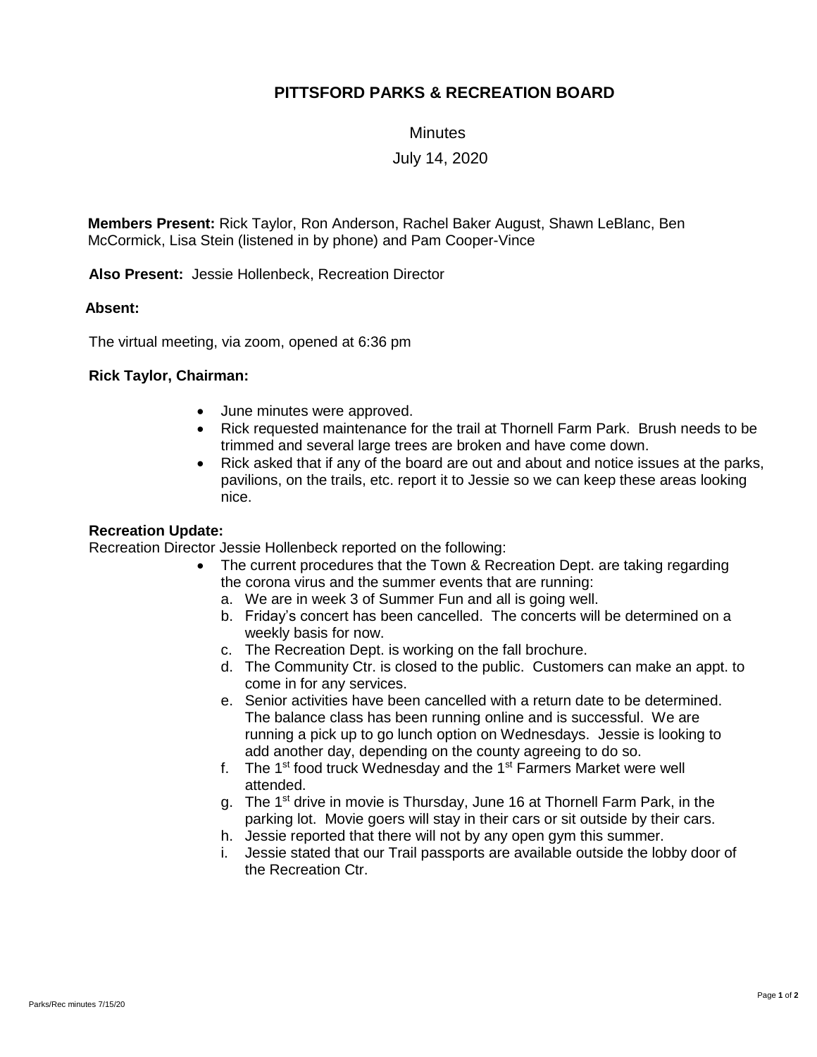# PITTSFORD PARKS & RECREATION BOARD

Minutes

July 14, 2020

**Members Present:** Rick Taylor, Ron Anderson, Rachel Baker August, Shawn LeBlanc, Ben McCormick, Lisa Stein (listened in by phone) and Pam Cooper-Vince

**Also Present:** Jessie Hollenbeck, Recreation Director

**Absent:**

The virtual meeting, via zoom, opened at 6:36 pm

**Rick Taylor, Chairman:**

- June minutes were approved.
- Rick requested maintenance for the trail at Thornell Farm Park. Brush needs to be trimmed and several large trees are broken and have come down.
- Rick asked that if any of the board are out and about and notice issues at the parks, pavilions, on the trails, etc. report it to Jessie so we can keep these areas looking nice.

**Recreation Update:**

Recreation Director Jessie Hollenbeck reported on the following:

- The current procedures that the Town & Recreation Dept. are taking regarding the corona virus and the summer events that are running:
  a. We are in week 3 of Summer Fun and all is going well.
  b. Friday's concert has been cancelled. The concerts will be determined on a weekly basis for now.
  c. The Recreation Dept. is working on the fall brochure.
  d. The Community Ctr. is closed to the public. Customers can make an appt. to come in for any services.
  e. Senior activities have been cancelled with a return date to be determined. The balance class has been running online and is successful. We are running a pick up to go lunch option on Wednesdays. Jessie is looking to add another day, depending on the county agreeing to do so.
  f. The 1st food truck Wednesday and the 1st Farmers Market were well attended.
  g. The 1st drive in movie is Thursday, June 16 at Thornell Farm Park, in the parking lot. Movie goers will stay in their cars or sit outside by their cars.
  h. Jessie reported that there will not by any open gym this summer.
  i. Jessie stated that our Trail passports are available outside the lobby door of the Recreation Ctr.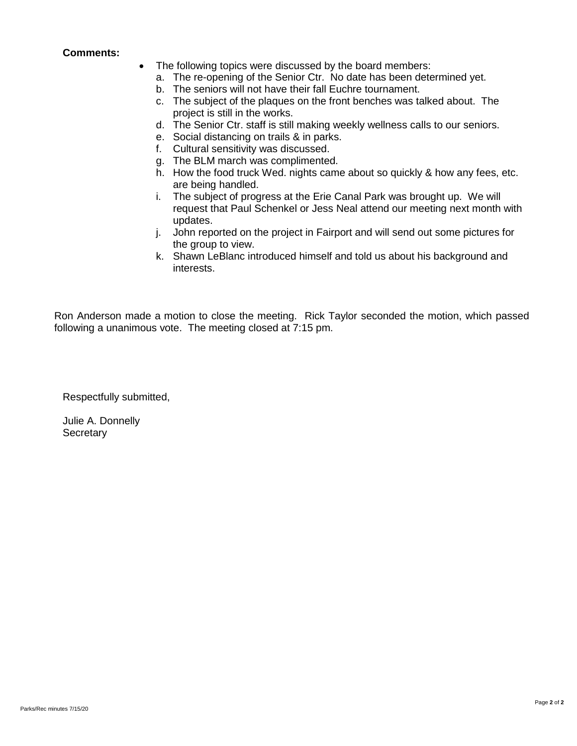**Comments:**

- The following topics were discussed by the board members:
  a. The re-opening of the Senior Ctr. No date has been determined yet.
  b. The seniors will not have their fall Euchre tournament.
  c. The subject of the plaques on the front benches was talked about. The project is still in the works.
  d. The Senior Ctr. staff is still making weekly wellness calls to our seniors.
  e. Social distancing on trails & in parks.
  f. Cultural sensitivity was discussed.
  g. The BLM march was complimented.
  h. How the food truck Wed. nights came about so quickly & how any fees, etc. are being handled.
  i. The subject of progress at the Erie Canal Park was brought up. We will request that Paul Schenkel or Jess Neal attend our meeting next month with updates.
  j. John reported on the project in Fairport and will send out some pictures for the group to view.
  k. Shawn LeBlanc introduced himself and told us about his background and interests.

Ron Anderson made a motion to close the meeting. Rick Taylor seconded the motion, which passed following a unanimous vote. The meeting closed at 7:15 pm.

Respectfully submitted,

Julie A. Donnelly
Secretary